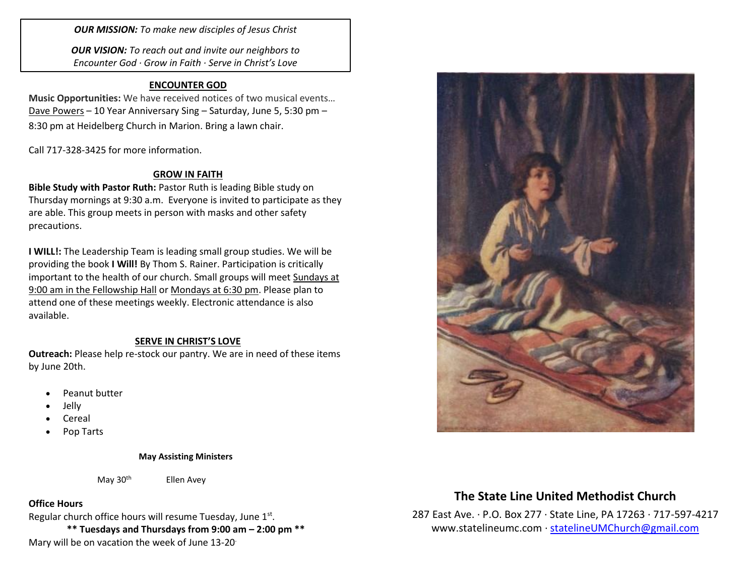*OUR MISSION: To make new disciples of Jesus Christ*

*OUR VISION: To reach out and invite our neighbors to Encounter God · Grow in Faith · Serve in Christ's Love*

## ENCOUNTER GOD

**Music Opportunities:** We have received notices of two musical events… Dave Powers – 10 Year Anniversary Sing – Saturday, June 5, 5:30 pm – 8:30 pm at Heidelberg Church in Marion. Bring a lawn chair.

Call 717-328-3425 for more information.

## GROW IN FAITH

**Bible Study with Pastor Ruth:** Pastor Ruth is leading Bible study on Thursday mornings at 9:30 a.m. Everyone is invited to participate as they are able. This group meets in person with masks and other safety precautions.

**I WILL!:** The Leadership Team is leading small group studies. We will be providing the book **I Will!** By Thom S. Rainer. Participation is critically important to the health of our church. Small groups will meet Sundays at 9:00 am in the Fellowship Hall or Mondays at 6:30 pm. Please plan to attend one of these meetings weekly. Electronic attendance is also available.

## SERVE IN CHRIST'S LOVE

**Outreach:** Please help re-stock our pantry. We are in need of these items by June 20th.

- Peanut butter
- Jelly
- Cereal
- Pop Tarts

**May Assisting Ministers**

May 30th Ellen Avey

**Office Hours**

Regular church office hours will resume Tuesday, June 1st.

**\*\* Tuesdays and Thursdays from 9:00 am – 2:00 pm \*\***

Mary will be on vacation the week of June 13-20.

## The State Line United Methodist Church

287 East Ave. · P.O. Box 277 · State Line, PA 17263 · 717-597-4217

www.statelineumc.com · statelineUMChurch@gmail.com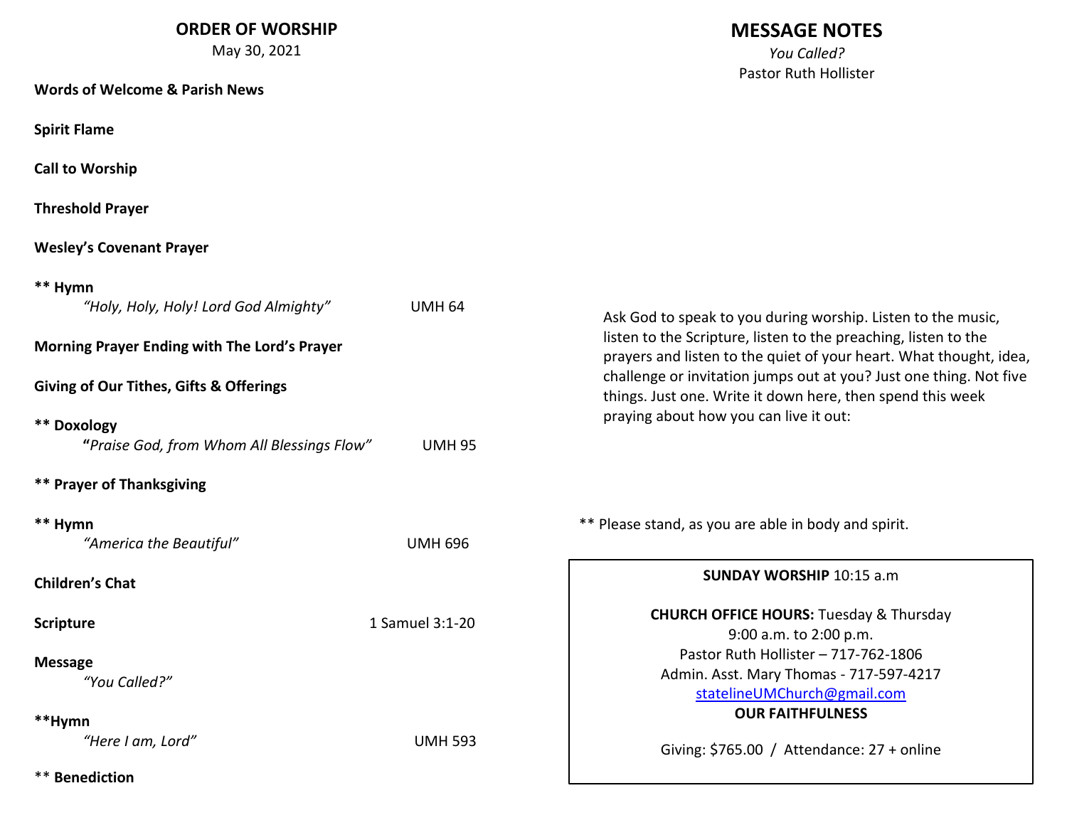## ORDER OF WORSHIP

May 30, 2021

**Words of Welcome & Parish News**

**Spirit Flame**

**Call to Worship**

**Threshold Prayer**

**Wesley's Covenant Prayer**

**\*\* Hymn**
*"Holy, Holy, Holy! Lord God Almighty"* UMH 64

**Morning Prayer Ending with The Lord's Prayer**

**Giving of Our Tithes, Gifts & Offerings**

**\*\* Doxology**
**"***Praise God, from Whom All Blessings Flow"* UMH 95

**\*\* Prayer of Thanksgiving**

**\*\* Hymn**
*"America the Beautiful"* UMH 696

**Children's Chat**

**Scripture** 1 Samuel 3:1-20

**Message**
*"You Called?"*

**\*\*Hymn**
*"Here I am, Lord"* UMH 593

\*\* **Benediction**

## MESSAGE NOTES

*You Called?*

Pastor Ruth Hollister

Ask God to speak to you during worship. Listen to the music, listen to the Scripture, listen to the preaching, listen to the prayers and listen to the quiet of your heart. What thought, idea, challenge or invitation jumps out at you? Just one thing. Not five things. Just one. Write it down here, then spend this week praying about how you can live it out:

\*\* Please stand, as you are able in body and spirit.

**SUNDAY WORSHIP** 10:15 a.m

**CHURCH OFFICE HOURS:** Tuesday & Thursday
9:00 a.m. to 2:00 p.m.
Pastor Ruth Hollister – 717-762-1806
Admin. Asst. Mary Thomas - 717-597-4217
statelineUMChurch@gmail.com

**OUR FAITHFULNESS**

Giving: $765.00 / Attendance: 27 + online